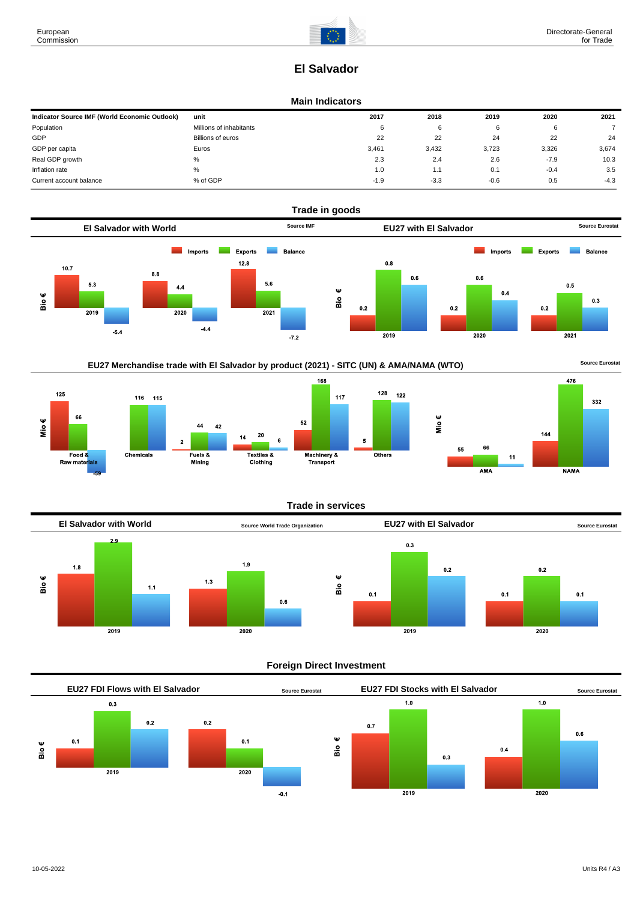# El Salvador

## Main Indicators

| Indicator Source IMF (World Economic Outlook) | unit | 2017 | 2018 | 2019 | 2020 | 2021 |
|---|---|---|---|---|---|---|
| Population | Millions of inhabitants | 6 | 6 | 6 | 6 | 7 |
| GDP | Billions of euros | 22 | 22 | 24 | 22 | 24 |
| GDP per capita | Euros | 3,461 | 3,432 | 3,723 | 3,326 | 3,674 |
| Real GDP growth | % | 2.3 | 2.4 | 2.6 | -7.9 | 10.3 |
| Inflation rate | % | 1.0 | 1.1 | 0.1 | -0.4 | 3.5 |
| Current account balance | % of GDP | -1.9 | -3.3 | -0.6 | 0.5 | -4.3 |

## Trade in goods

### El Salvador with World

Source IMF

Bio €

| | Imports | Exports | Balance |
|---|---|---|---|
| 2019 | 10.7 | 5.3 | -5.4 |
| 2020 | 8.8 | 4.4 | -4.4 |
| 2021 | 12.8 | 5.6 | -7.2 |

### EU27 with El Salvador

Source Eurostat

Bio €

| | Imports | Exports | Balance |
|---|---|---|---|
| 2019 | 0.2 | 0.8 | 0.6 |
| 2020 | 0.2 | 0.6 | 0.4 |
| 2021 | 0.2 | 0.5 | 0.3 |

### EU27 Merchandise trade with El Salvador by product (2021) - SITC (UN) & AMA/NAMA (WTO)

Source Eurostat

Mio €

| | Imports | Exports | Balance |
|---|---|---|---|
| Food & Raw materials | 125 | 66 | -59 |
| Chemicals | | 116 | 115 |
| Fuels & Mining | 2 | 44 | 42 |
| Textiles & Clothing | 14 | 20 | 6 |
| Machinery & Transport | 52 | 168 | 117 |
| Others | 5 | 128 | 122 |

Mio €

| | Imports | Exports | Balance |
|---|---|---|---|
| AMA | 55 | 66 | 11 |
| NAMA | 144 | 476 | 332 |

## Trade in services

### El Salvador with World

Source World Trade Organization

Bio €

| | Imports | Exports | Balance |
|---|---|---|---|
| 2019 | 1.8 | 2.9 | 1.1 |
| 2020 | 1.3 | 1.9 | 0.6 |

### EU27 with El Salvador

Source Eurostat

Bio €

| | Imports | Exports | Balance |
|---|---|---|---|
| 2019 | 0.1 | 0.3 | 0.2 |
| 2020 | 0.1 | 0.2 | 0.1 |

## Foreign Direct Investment

### EU27 FDI Flows with El Salvador

Source Eurostat

Bio €

| | Inward | Outward | Balance |
|---|---|---|---|
| 2019 | 0.1 | 0.3 | 0.2 |
| 2020 | 0.2 | 0.1 | -0.1 |

### EU27 FDI Stocks with El Salvador

Source Eurostat

Bio €

| | Inward | Outward | Balance |
|---|---|---|---|
| 2019 | 0.7 | 1.0 | 0.3 |
| 2020 | 0.4 | 1.0 | 0.6 |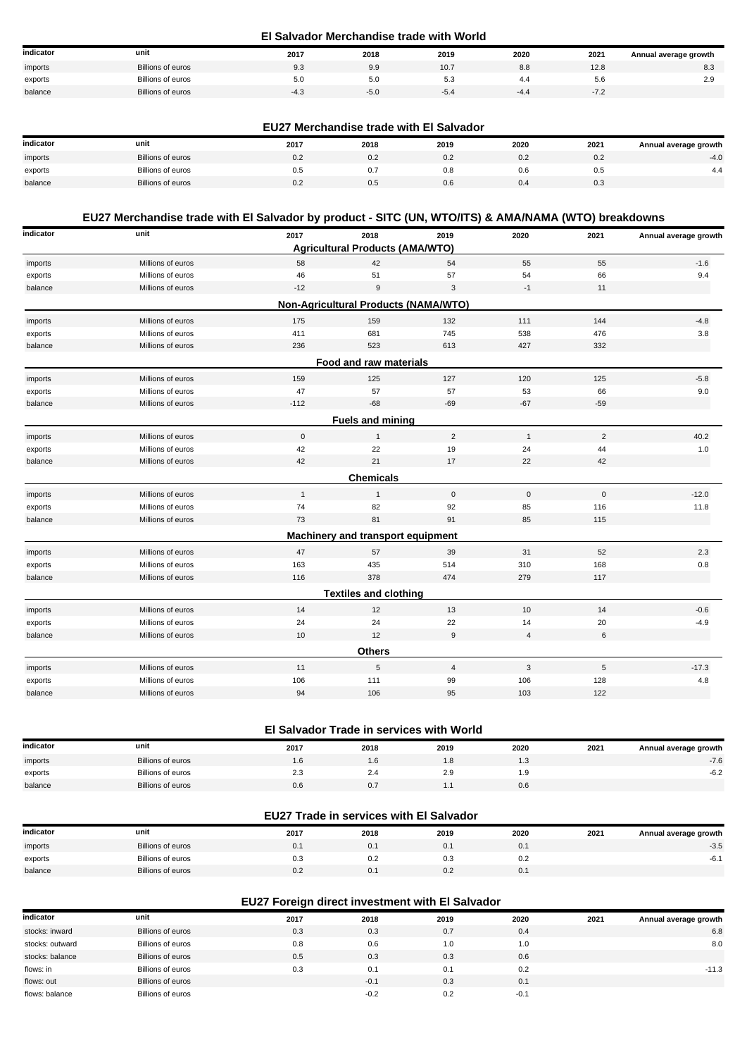## El Salvador Merchandise trade with World

| indicator | unit | 2017 | 2018 | 2019 | 2020 | 2021 | Annual average growth |
|---|---|---|---|---|---|---|---|
| imports | Billions of euros | 9.3 | 9.9 | 10.7 | 8.8 | 12.8 | 8.3 |
| exports | Billions of euros | 5.0 | 5.0 | 5.3 | 4.4 | 5.6 | 2.9 |
| balance | Billions of euros | -4.3 | -5.0 | -5.4 | -4.4 | -7.2 | |

## EU27 Merchandise trade with El Salvador

| indicator | unit | 2017 | 2018 | 2019 | 2020 | 2021 | Annual average growth |
|---|---|---|---|---|---|---|---|
| imports | Billions of euros | 0.2 | 0.2 | 0.2 | 0.2 | 0.2 | -4.0 |
| exports | Billions of euros | 0.5 | 0.7 | 0.8 | 0.6 | 0.5 | 4.4 |
| balance | Billions of euros | 0.2 | 0.5 | 0.6 | 0.4 | 0.3 | |

## EU27 Merchandise trade with El Salvador by product - SITC (UN, WTO/ITS) & AMA/NAMA (WTO) breakdowns

| indicator | unit | 2017 | 2018 | 2019 | 2020 | 2021 | Annual average growth |
|---|---|---|---|---|---|---|---|
| | | | **Agricultural Products (AMA/WTO)** | | | | |
| imports | Millions of euros | 58 | 42 | 54 | 55 | 55 | -1.6 |
| exports | Millions of euros | 46 | 51 | 57 | 54 | 66 | 9.4 |
| balance | Millions of euros | -12 | 9 | 3 | -1 | 11 | |
| | | | **Non-Agricultural Products (NAMA/WTO)** | | | | |
| imports | Millions of euros | 175 | 159 | 132 | 111 | 144 | -4.8 |
| exports | Millions of euros | 411 | 681 | 745 | 538 | 476 | 3.8 |
| balance | Millions of euros | 236 | 523 | 613 | 427 | 332 | |
| | | | **Food and raw materials** | | | | |
| imports | Millions of euros | 159 | 125 | 127 | 120 | 125 | -5.8 |
| exports | Millions of euros | 47 | 57 | 57 | 53 | 66 | 9.0 |
| balance | Millions of euros | -112 | -68 | -69 | -67 | -59 | |
| | | | **Fuels and mining** | | | | |
| imports | Millions of euros | 0 | 1 | 2 | 1 | 2 | 40.2 |
| exports | Millions of euros | 42 | 22 | 19 | 24 | 44 | 1.0 |
| balance | Millions of euros | 42 | 21 | 17 | 22 | 42 | |
| | | | **Chemicals** | | | | |
| imports | Millions of euros | 1 | 1 | 0 | 0 | 0 | -12.0 |
| exports | Millions of euros | 74 | 82 | 92 | 85 | 116 | 11.8 |
| balance | Millions of euros | 73 | 81 | 91 | 85 | 115 | |
| | | | **Machinery and transport equipment** | | | | |
| imports | Millions of euros | 47 | 57 | 39 | 31 | 52 | 2.3 |
| exports | Millions of euros | 163 | 435 | 514 | 310 | 168 | 0.8 |
| balance | Millions of euros | 116 | 378 | 474 | 279 | 117 | |
| | | | **Textiles and clothing** | | | | |
| imports | Millions of euros | 14 | 12 | 13 | 10 | 14 | -0.6 |
| exports | Millions of euros | 24 | 24 | 22 | 14 | 20 | -4.9 |
| balance | Millions of euros | 10 | 12 | 9 | 4 | 6 | |
| | | | **Others** | | | | |
| imports | Millions of euros | 11 | 5 | 4 | 3 | 5 | -17.3 |
| exports | Millions of euros | 106 | 111 | 99 | 106 | 128 | 4.8 |
| balance | Millions of euros | 94 | 106 | 95 | 103 | 122 | |

## El Salvador Trade in services with World

| indicator | unit | 2017 | 2018 | 2019 | 2020 | 2021 | Annual average growth |
|---|---|---|---|---|---|---|---|
| imports | Billions of euros | 1.6 | 1.6 | 1.8 | 1.3 | | -7.6 |
| exports | Billions of euros | 2.3 | 2.4 | 2.9 | 1.9 | | -6.2 |
| balance | Billions of euros | 0.6 | 0.7 | 1.1 | 0.6 | | |

## EU27 Trade in services with El Salvador

| indicator | unit | 2017 | 2018 | 2019 | 2020 | 2021 | Annual average growth |
|---|---|---|---|---|---|---|---|
| imports | Billions of euros | 0.1 | 0.1 | 0.1 | 0.1 | | -3.5 |
| exports | Billions of euros | 0.3 | 0.2 | 0.3 | 0.2 | | -6.1 |
| balance | Billions of euros | 0.2 | 0.1 | 0.2 | 0.1 | | |

## EU27 Foreign direct investment with El Salvador

| indicator | unit | 2017 | 2018 | 2019 | 2020 | 2021 | Annual average growth |
|---|---|---|---|---|---|---|---|
| stocks: inward | Billions of euros | 0.3 | 0.3 | 0.7 | 0.4 | | 6.8 |
| stocks: outward | Billions of euros | 0.8 | 0.6 | 1.0 | 1.0 | | 8.0 |
| stocks: balance | Billions of euros | 0.5 | 0.3 | 0.3 | 0.6 | | |
| flows: in | Billions of euros | 0.3 | 0.1 | 0.1 | 0.2 | | -11.3 |
| flows: out | Billions of euros | | -0.1 | 0.3 | 0.1 | | |
| flows: balance | Billions of euros | | -0.2 | 0.2 | -0.1 | | |